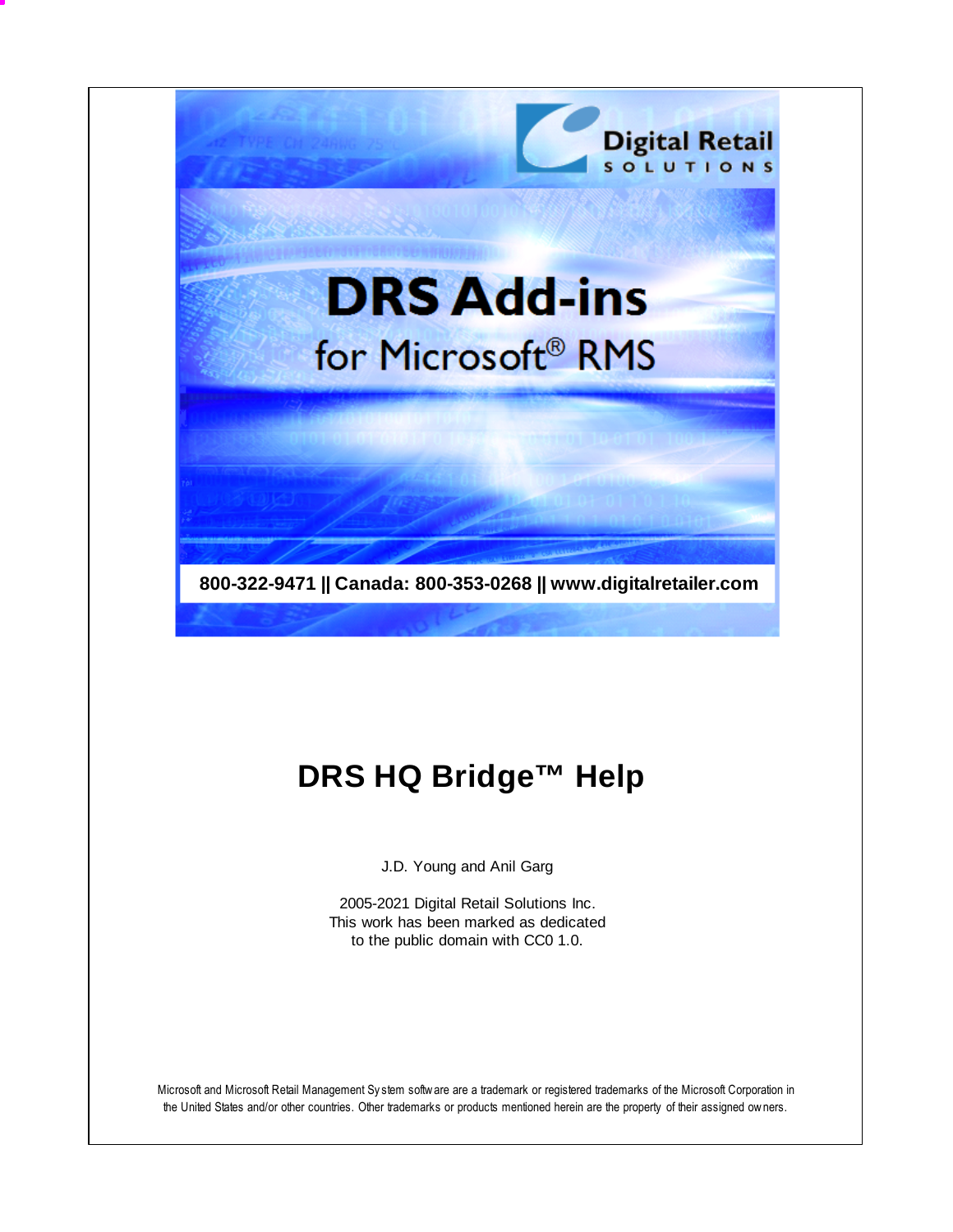Digital Retail SOLUTIONS

# DRS Add-ins for Microsoft® RMS

800-322-9471 || Canada: 800-353-0268 || www.digitalretailer.com

# DRS HQ Bridge™ Help

J.D. Young and Anil Garg

2005-2021 Digital Retail Solutions Inc.
This work has been marked as dedicated
to the public domain with CC0 1.0.

Microsoft and Microsoft Retail Management System software are a trademark or registered trademarks of the Microsoft Corporation in the United States and/or other countries. Other trademarks or products mentioned herein are the property of their assigned owners.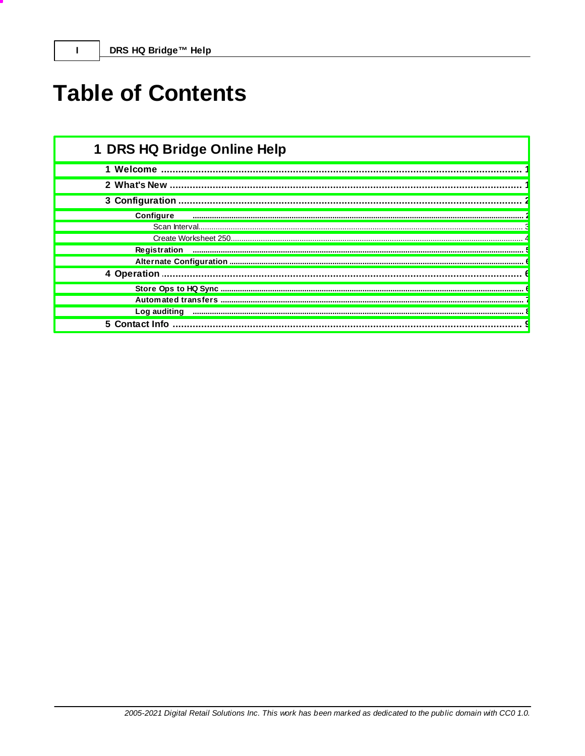# Table of Contents

## 1 DRS HQ Bridge Online Help

- 1 Welcome ........................................ 1
- 2 What's New ........................................ 1
- 3 Configuration ........................................ 2
  - Configure ........................................ 2
    - Scan Interval........................................ 3
    - Create Worksheet 250........................................ 4
  - Registration ........................................ 5
  - Alternate Configuration ........................................ 6
- 4 Operation ........................................ 6
  - Store Ops to HQ Sync ........................................ 6
  - Automated transfers ........................................ 7
  - Log auditing ........................................ 8
- 5 Contact Info ........................................ 9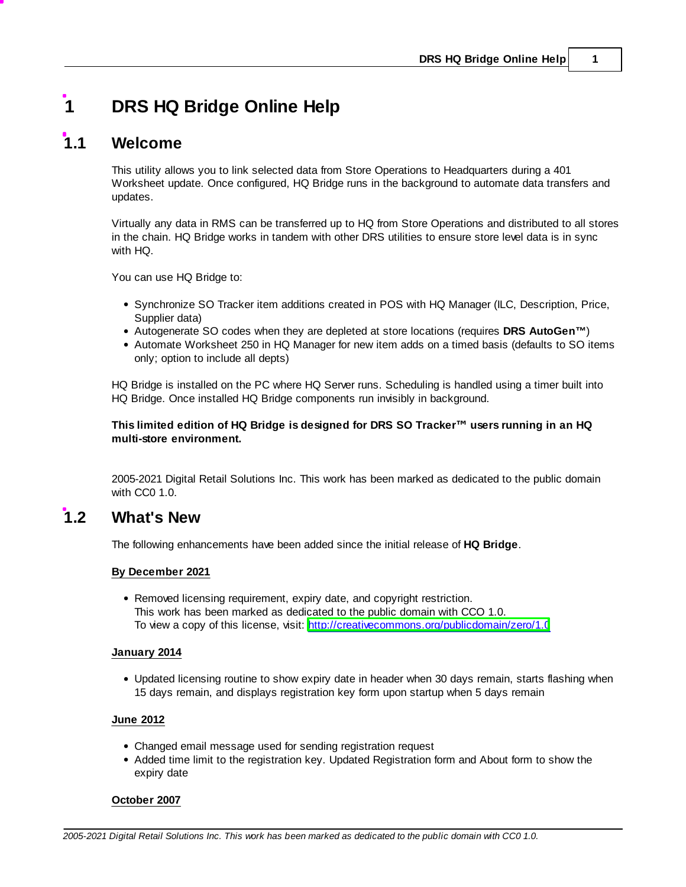# 1 DRS HQ Bridge Online Help

## 1.1 Welcome

This utility allows you to link selected data from Store Operations to Headquarters during a 401 Worksheet update. Once configured, HQ Bridge runs in the background to automate data transfers and updates.

Virtually any data in RMS can be transferred up to HQ from Store Operations and distributed to all stores in the chain. HQ Bridge works in tandem with other DRS utilities to ensure store level data is in sync with HQ.

You can use HQ Bridge to:

- Synchronize SO Tracker item additions created in POS with HQ Manager (ILC, Description, Price, Supplier data)
- Autogenerate SO codes when they are depleted at store locations (requires **DRS AutoGen™**)
- Automate Worksheet 250 in HQ Manager for new item adds on a timed basis (defaults to SO items only; option to include all depts)

HQ Bridge is installed on the PC where HQ Server runs. Scheduling is handled using a timer built into HQ Bridge. Once installed HQ Bridge components run invisibly in background.

**This limited edition of HQ Bridge is designed for DRS SO Tracker™ users running in an HQ multi-store environment.**

2005-2021 Digital Retail Solutions Inc. This work has been marked as dedicated to the public domain with CC0 1.0.

## 1.2 What's New

The following enhancements have been added since the initial release of **HQ Bridge**.

**By December 2021**

- Removed licensing requirement, expiry date, and copyright restriction.
  This work has been marked as dedicated to the public domain with CCO 1.0.
  To view a copy of this license, visit: http://creativecommons.org/publicdomain/zero/1.0

**January 2014**

- Updated licensing routine to show expiry date in header when 30 days remain, starts flashing when 15 days remain, and displays registration key form upon startup when 5 days remain

**June 2012**

- Changed email message used for sending registration request
- Added time limit to the registration key. Updated Registration form and About form to show the expiry date

**October 2007**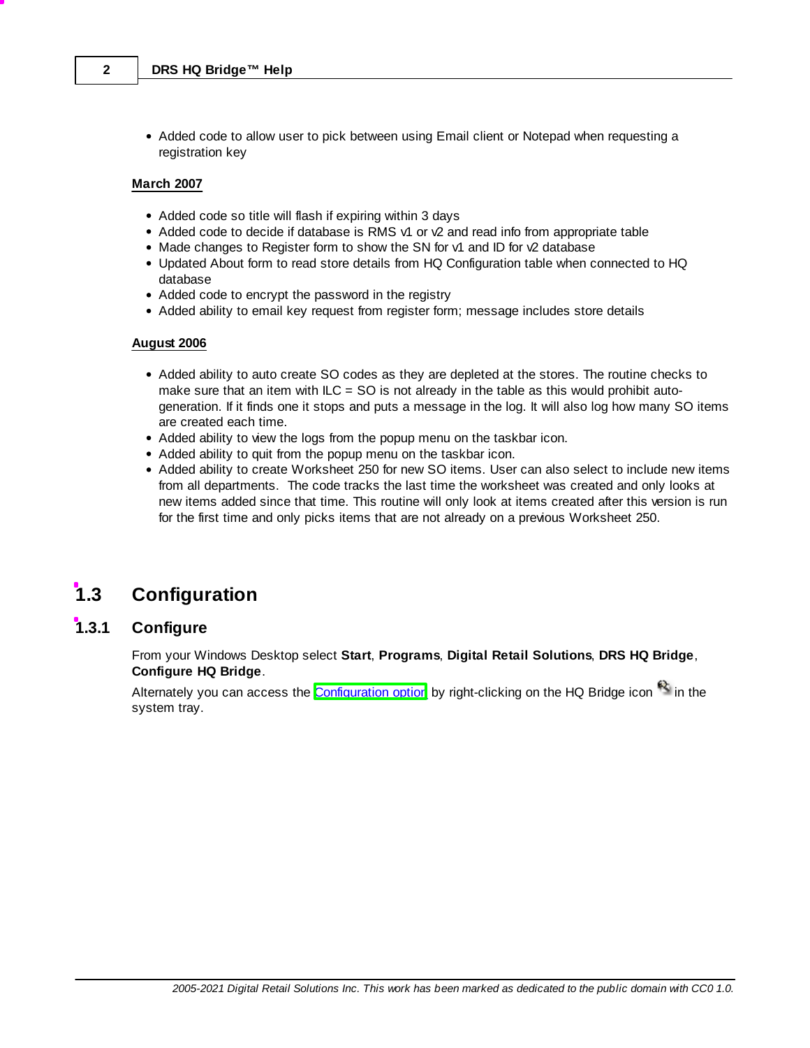- Added code to allow user to pick between using Email client or Notepad when requesting a registration key

**March 2007**

- Added code so title will flash if expiring within 3 days
- Added code to decide if database is RMS v1 or v2 and read info from appropriate table
- Made changes to Register form to show the SN for v1 and ID for v2 database
- Updated About form to read store details from HQ Configuration table when connected to HQ database
- Added code to encrypt the password in the registry
- Added ability to email key request from register form; message includes store details

**August 2006**

- Added ability to auto create SO codes as they are depleted at the stores. The routine checks to make sure that an item with ILC = SO is not already in the table as this would prohibit auto-generation. If it finds one it stops and puts a message in the log. It will also log how many SO items are created each time.
- Added ability to view the logs from the popup menu on the taskbar icon.
- Added ability to quit from the popup menu on the taskbar icon.
- Added ability to create Worksheet 250 for new SO items. User can also select to include new items from all departments. The code tracks the last time the worksheet was created and only looks at new items added since that time. This routine will only look at items created after this version is run for the first time and only picks items that are not already on a previous Worksheet 250.

# 1.3 Configuration

## 1.3.1 Configure

From your Windows Desktop select **Start**, **Programs**, **Digital Retail Solutions**, **DRS HQ Bridge**, **Configure HQ Bridge**.

Alternately you can access the Configuration option by right-clicking on the HQ Bridge icon in the system tray.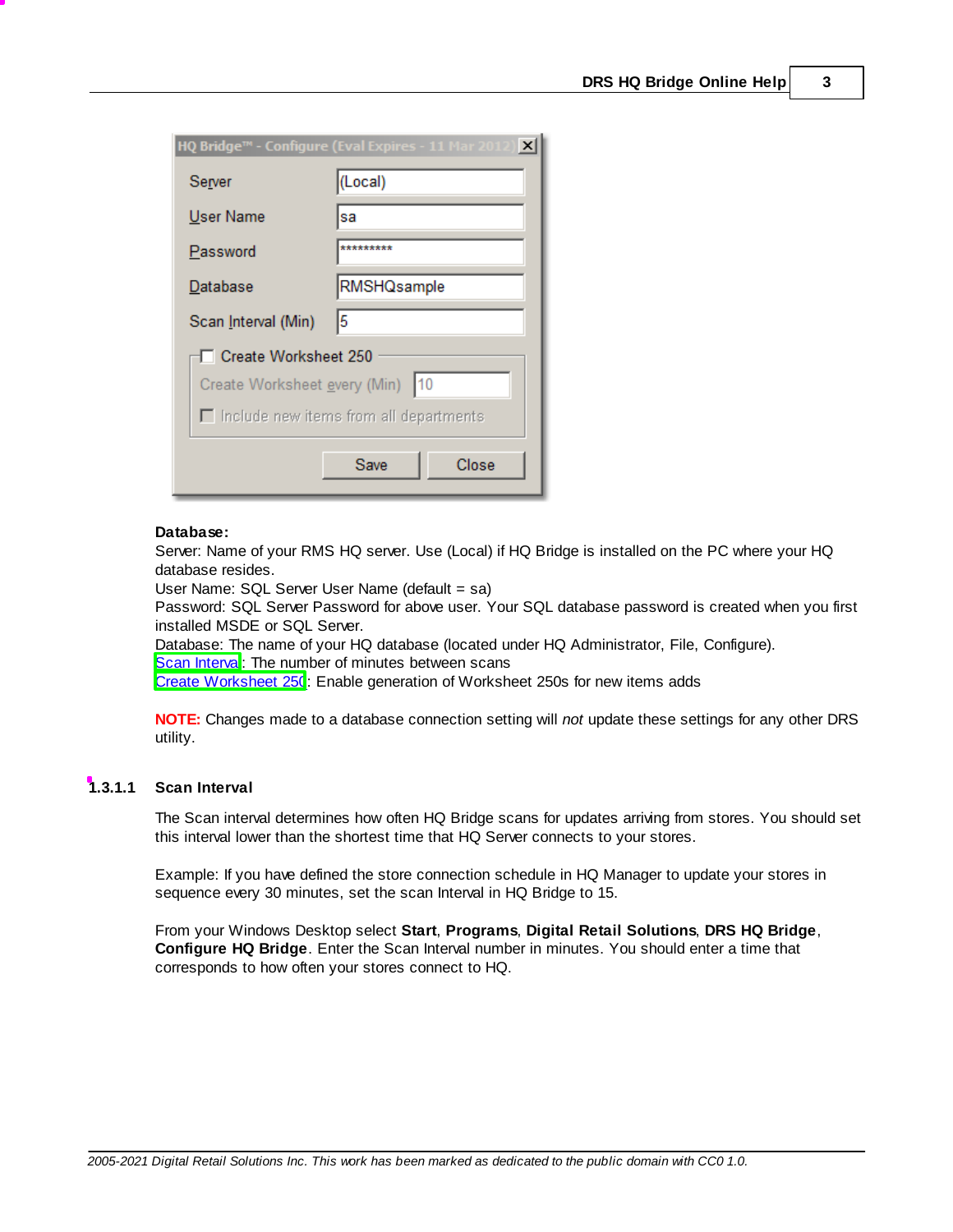**Database:**
Server: Name of your RMS HQ server. Use (Local) if HQ Bridge is installed on the PC where your HQ database resides.
User Name: SQL Server User Name (default = sa)
Password: SQL Server Password for above user. Your SQL database password is created when you first installed MSDE or SQL Server.
Database: The name of your HQ database (located under HQ Administrator, File, Configure).
Scan Interval: The number of minutes between scans
Create Worksheet 250: Enable generation of Worksheet 250s for new items adds

**NOTE:** Changes made to a database connection setting will *not* update these settings for any other DRS utility.

### 1.3.1.1 Scan Interval

The Scan interval determines how often HQ Bridge scans for updates arriving from stores. You should set this interval lower than the shortest time that HQ Server connects to your stores.

Example: If you have defined the store connection schedule in HQ Manager to update your stores in sequence every 30 minutes, set the scan Interval in HQ Bridge to 15.

From your Windows Desktop select **Start**, **Programs**, **Digital Retail Solutions**, **DRS HQ Bridge**, **Configure HQ Bridge**. Enter the Scan Interval number in minutes. You should enter a time that corresponds to how often your stores connect to HQ.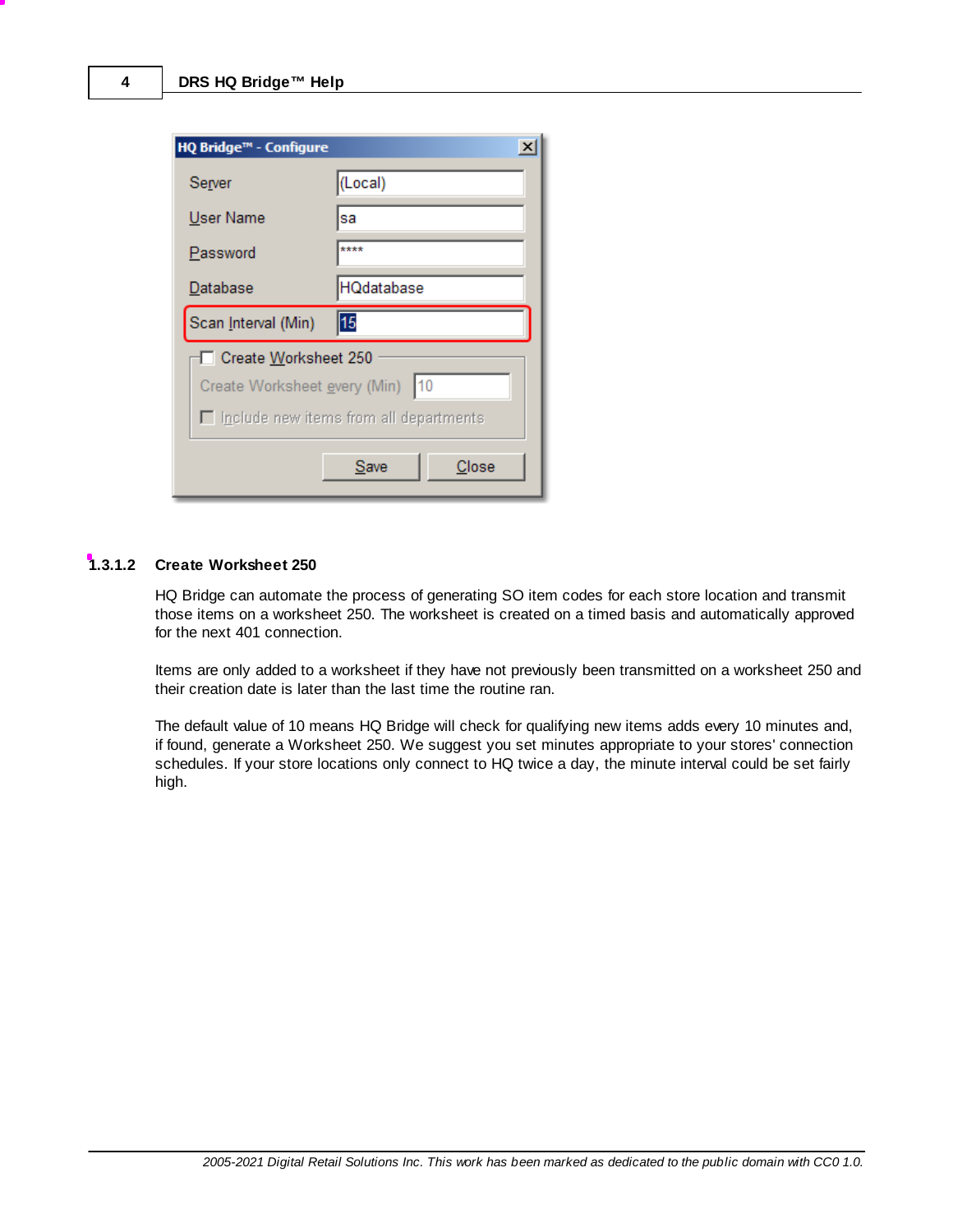### 1.3.1.2 Create Worksheet 250

HQ Bridge can automate the process of generating SO item codes for each store location and transmit those items on a worksheet 250. The worksheet is created on a timed basis and automatically approved for the next 401 connection.

Items are only added to a worksheet if they have not previously been transmitted on a worksheet 250 and their creation date is later than the last time the routine ran.

The default value of 10 means HQ Bridge will check for qualifying new items adds every 10 minutes and, if found, generate a Worksheet 250. We suggest you set minutes appropriate to your stores' connection schedules. If your store locations only connect to HQ twice a day, the minute interval could be set fairly high.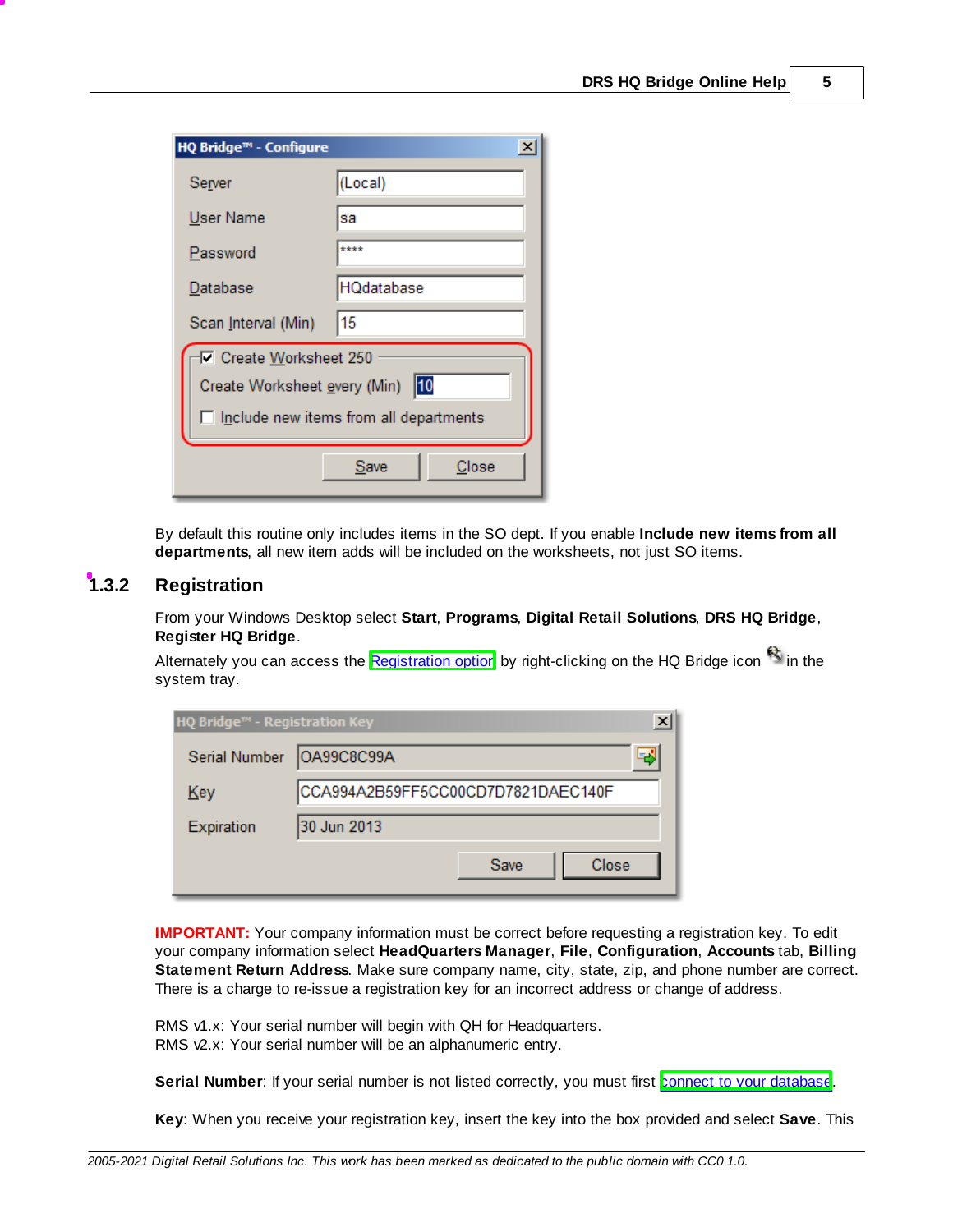By default this routine only includes items in the SO dept. If you enable **Include new items from all departments**, all new item adds will be included on the worksheets, not just SO items.

## 1.3.2 Registration

From your Windows Desktop select **Start**, **Programs**, **Digital Retail Solutions**, **DRS HQ Bridge**, **Register HQ Bridge**.

Alternately you can access the Registration option by right-clicking on the HQ Bridge icon in the system tray.

<span style="color:red">**IMPORTANT:**</span> Your company information must be correct before requesting a registration key. To edit your company information select **HeadQuarters Manager**, **File**, **Configuration**, **Accounts** tab, **Billing Statement Return Address**. Make sure company name, city, state, zip, and phone number are correct. There is a charge to re-issue a registration key for an incorrect address or change of address.

RMS v1.x: Your serial number will begin with QH for Headquarters.
RMS v2.x: Your serial number will be an alphanumeric entry.

**Serial Number**: If your serial number is not listed correctly, you must first connect to your database.

**Key**: When you receive your registration key, insert the key into the box provided and select **Save**. This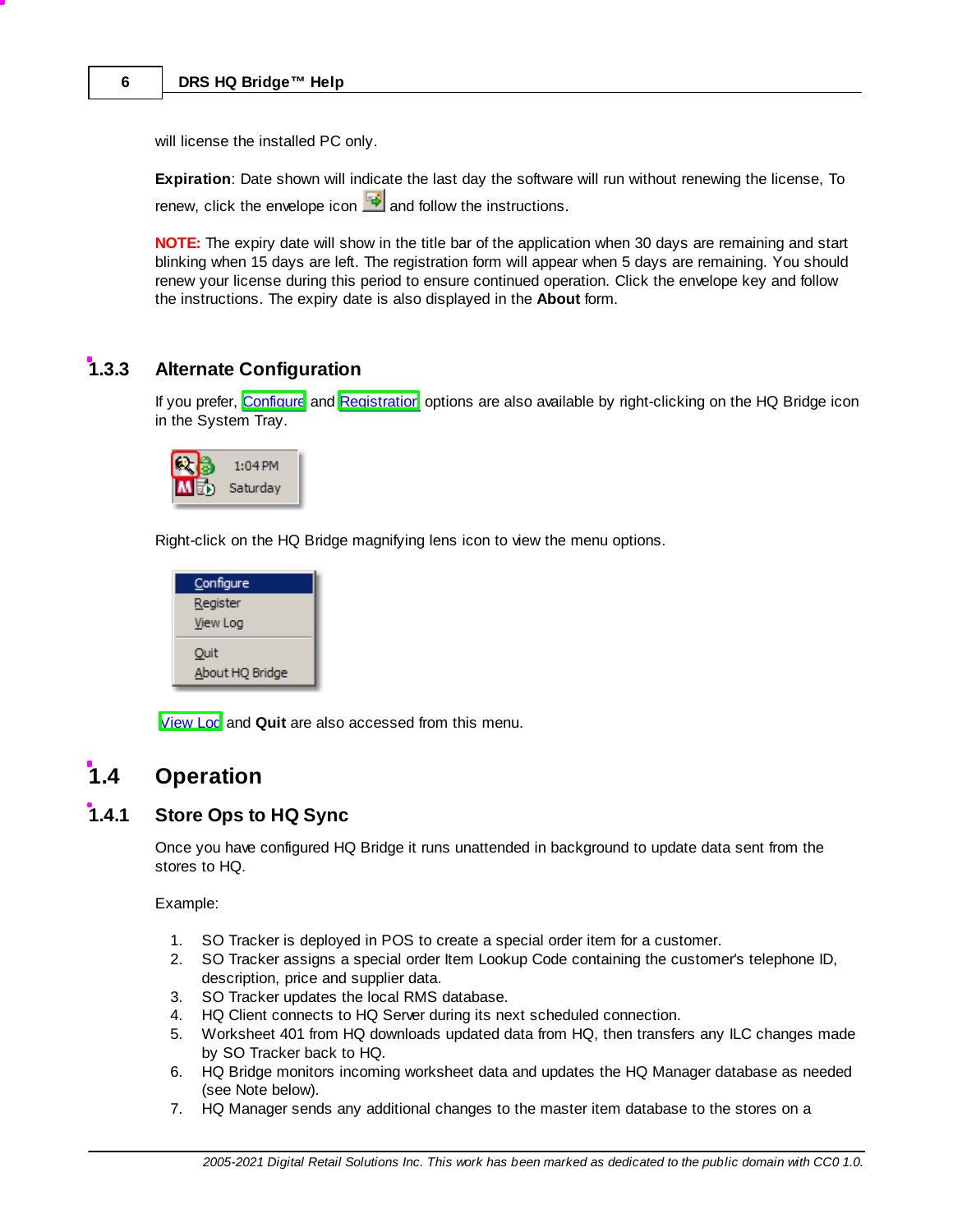will license the installed PC only.

**Expiration**: Date shown will indicate the last day the software will run without renewing the license, To renew, click the envelope icon and follow the instructions.

**NOTE:** The expiry date will show in the title bar of the application when 30 days are remaining and start blinking when 15 days are left. The registration form will appear when 5 days are remaining. You should renew your license during this period to ensure continued operation. Click the envelope key and follow the instructions. The expiry date is also displayed in the **About** form.

### 1.3.3 Alternate Configuration

If you prefer, Configure and Registration options are also available by right-clicking on the HQ Bridge icon in the System Tray.

Right-click on the HQ Bridge magnifying lens icon to view the menu options.

View Log and **Quit** are also accessed from this menu.

## 1.4 Operation

### 1.4.1 Store Ops to HQ Sync

Once you have configured HQ Bridge it runs unattended in background to update data sent from the stores to HQ.

Example:

1. SO Tracker is deployed in POS to create a special order item for a customer.
2. SO Tracker assigns a special order Item Lookup Code containing the customer's telephone ID, description, price and supplier data.
3. SO Tracker updates the local RMS database.
4. HQ Client connects to HQ Server during its next scheduled connection.
5. Worksheet 401 from HQ downloads updated data from HQ, then transfers any ILC changes made by SO Tracker back to HQ.
6. HQ Bridge monitors incoming worksheet data and updates the HQ Manager database as needed (see Note below).
7. HQ Manager sends any additional changes to the master item database to the stores on a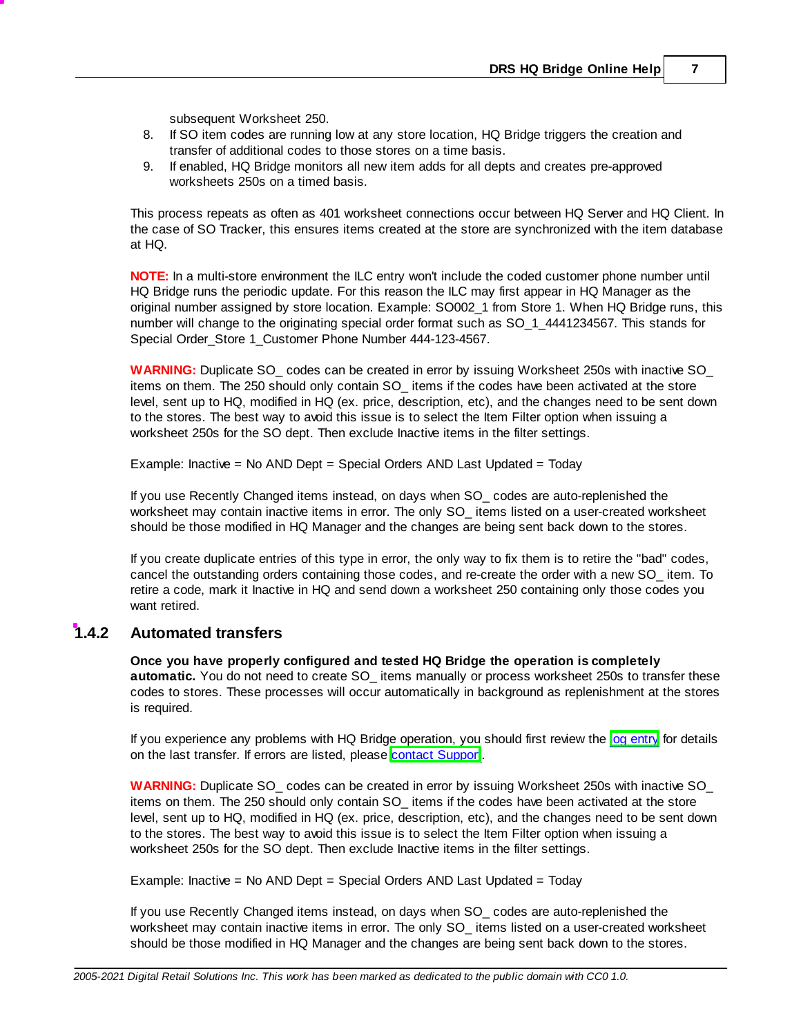subsequent Worksheet 250.

8. If SO item codes are running low at any store location, HQ Bridge triggers the creation and transfer of additional codes to those stores on a time basis.
9. If enabled, HQ Bridge monitors all new item adds for all depts and creates pre-approved worksheets 250s on a timed basis.

This process repeats as often as 401 worksheet connections occur between HQ Server and HQ Client. In the case of SO Tracker, this ensures items created at the store are synchronized with the item database at HQ.

**NOTE:** In a multi-store environment the ILC entry won't include the coded customer phone number until HQ Bridge runs the periodic update. For this reason the ILC may first appear in HQ Manager as the original number assigned by store location. Example: SO002_1 from Store 1. When HQ Bridge runs, this number will change to the originating special order format such as SO_1_4441234567. This stands for Special Order_Store 1_Customer Phone Number 444-123-4567.

**WARNING:** Duplicate SO_ codes can be created in error by issuing Worksheet 250s with inactive SO_ items on them. The 250 should only contain SO_ items if the codes have been activated at the store level, sent up to HQ, modified in HQ (ex. price, description, etc), and the changes need to be sent down to the stores. The best way to avoid this issue is to select the Item Filter option when issuing a worksheet 250s for the SO dept. Then exclude Inactive items in the filter settings.

Example: Inactive = No AND Dept = Special Orders AND Last Updated = Today

If you use Recently Changed items instead, on days when SO_ codes are auto-replenished the worksheet may contain inactive items in error. The only SO_ items listed on a user-created worksheet should be those modified in HQ Manager and the changes are being sent back down to the stores.

If you create duplicate entries of this type in error, the only way to fix them is to retire the "bad" codes, cancel the outstanding orders containing those codes, and re-create the order with a new SO_ item. To retire a code, mark it Inactive in HQ and send down a worksheet 250 containing only those codes you want retired.

## 1.4.2 Automated transfers

**Once you have properly configured and tested HQ Bridge the operation is completely automatic.** You do not need to create SO_ items manually or process worksheet 250s to transfer these codes to stores. These processes will occur automatically in background as replenishment at the stores is required.

If you experience any problems with HQ Bridge operation, you should first review the log entry for details on the last transfer. If errors are listed, please contact Support.

**WARNING:** Duplicate SO_ codes can be created in error by issuing Worksheet 250s with inactive SO_ items on them. The 250 should only contain SO_ items if the codes have been activated at the store level, sent up to HQ, modified in HQ (ex. price, description, etc), and the changes need to be sent down to the stores. The best way to avoid this issue is to select the Item Filter option when issuing a worksheet 250s for the SO dept. Then exclude Inactive items in the filter settings.

Example: Inactive = No AND Dept = Special Orders AND Last Updated = Today

If you use Recently Changed items instead, on days when SO_ codes are auto-replenished the worksheet may contain inactive items in error. The only SO_ items listed on a user-created worksheet should be those modified in HQ Manager and the changes are being sent back down to the stores.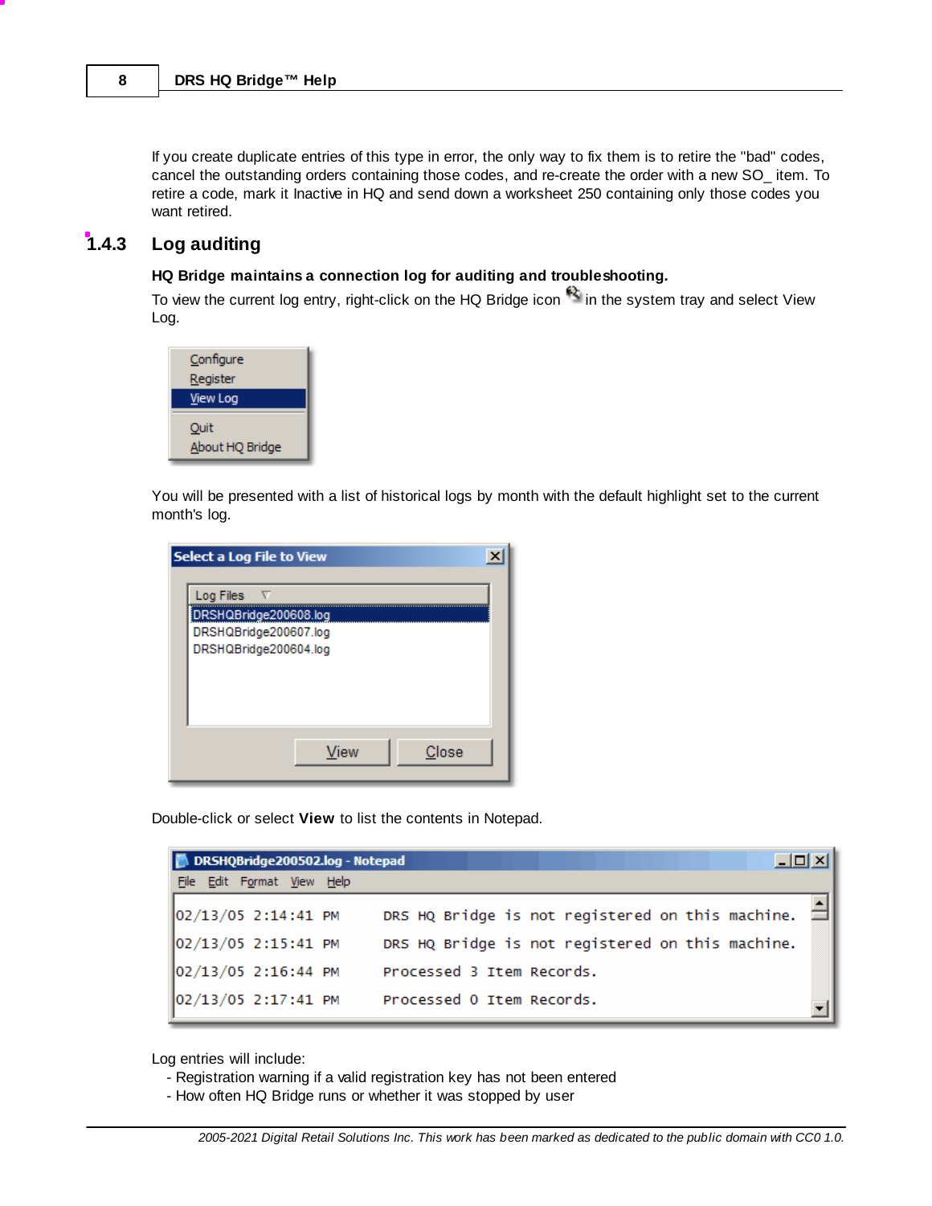If you create duplicate entries of this type in error, the only way to fix them is to retire the "bad" codes, cancel the outstanding orders containing those codes, and re-create the order with a new SO_ item. To retire a code, mark it Inactive in HQ and send down a worksheet 250 containing only those codes you want retired.

### 1.4.3 Log auditing

**HQ Bridge maintains a connection log for auditing and troubleshooting.**

To view the current log entry, right-click on the HQ Bridge icon in the system tray and select View Log.

You will be presented with a list of historical logs by month with the default highlight set to the current month's log.

Double-click or select **View** to list the contents in Notepad.

Log entries will include:
- Registration warning if a valid registration key has not been entered
- How often HQ Bridge runs or whether it was stopped by user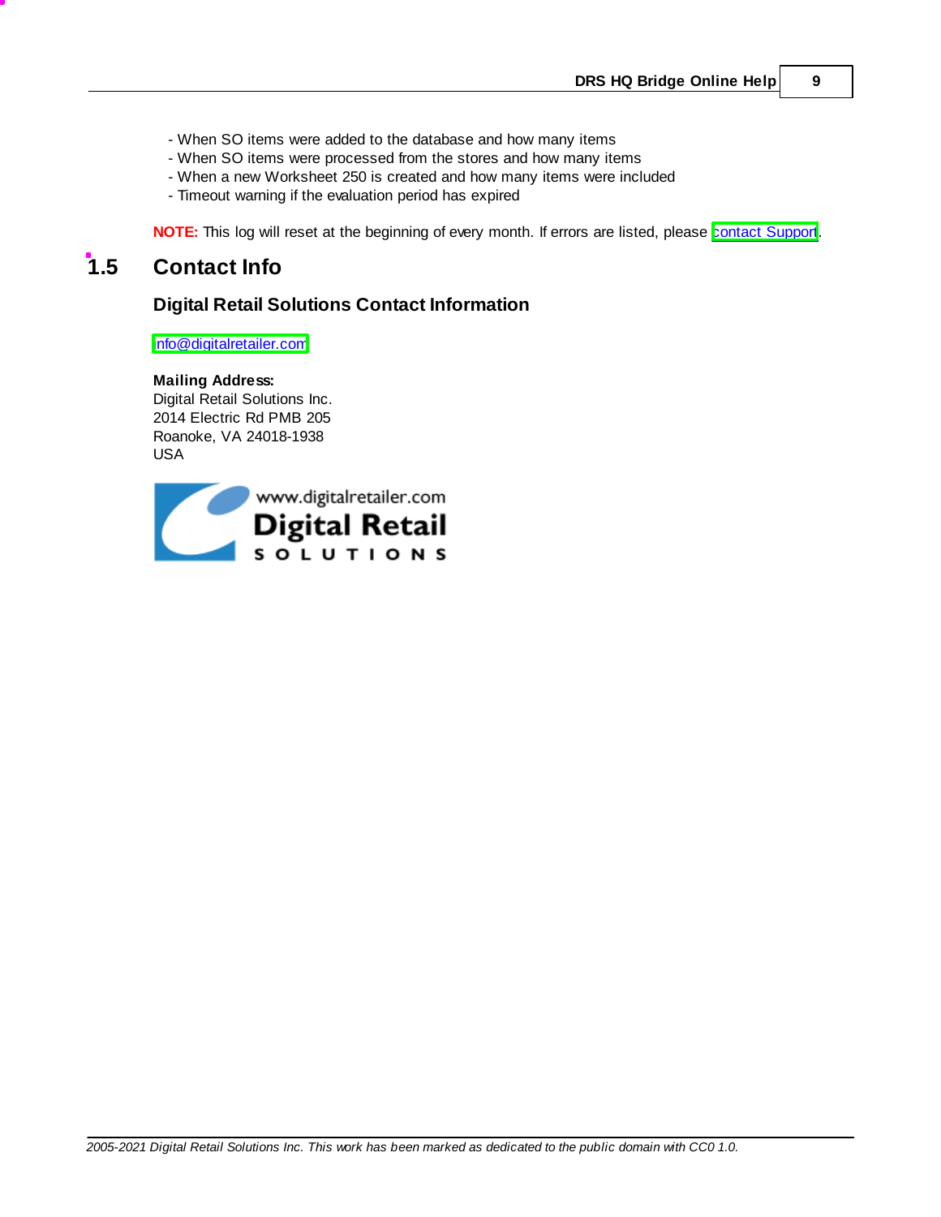- When SO items were added to the database and how many items
- When SO items were processed from the stores and how many items
- When a new Worksheet 250 is created and how many items were included
- Timeout warning if the evaluation period has expired

**NOTE:** This log will reset at the beginning of every month. If errors are listed, please contact Support.

## 1.5 Contact Info

### Digital Retail Solutions Contact Information

info@digitalretailer.com

**Mailing Address:**
Digital Retail Solutions Inc.
2014 Electric Rd PMB 205
Roanoke, VA 24018-1938
USA

www.digitalretailer.com
Digital Retail
SOLUTIONS

*2005-2021 Digital Retail Solutions Inc. This work has been marked as dedicated to the public domain with CC0 1.0.*